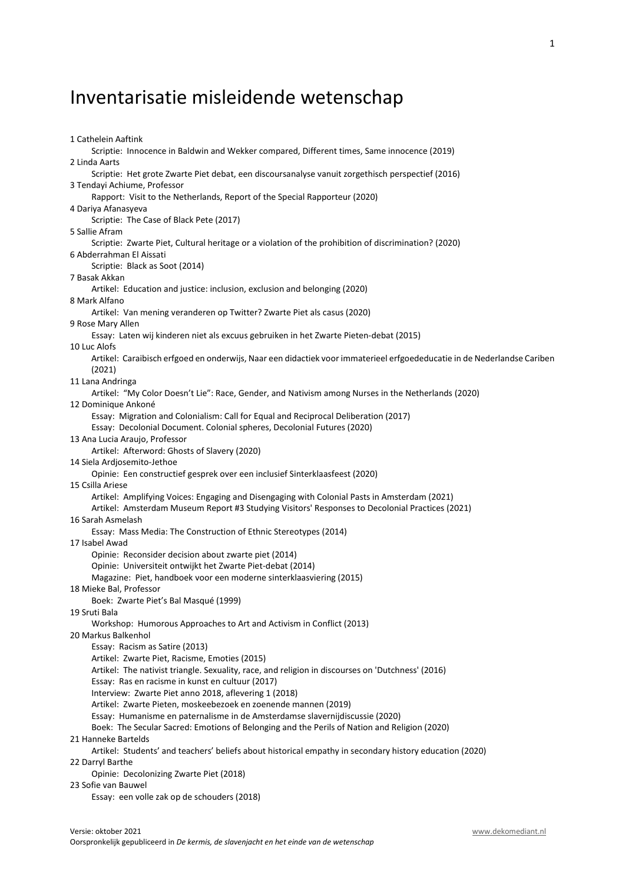# Inventarisatie misleidende wetenschap

1 Cathelein Aaftink
    Scriptie: Innocence in Baldwin and Wekker compared, Different times, Same innocence (2019)
2 Linda Aarts
    Scriptie: Het grote Zwarte Piet debat, een discoursanalyse vanuit zorgethisch perspectief (2016)
3 Tendayi Achiume, Professor
    Rapport: Visit to the Netherlands, Report of the Special Rapporteur (2020)
4 Dariya Afanasyeva
    Scriptie: The Case of Black Pete (2017)
5 Sallie Afram
    Scriptie: Zwarte Piet, Cultural heritage or a violation of the prohibition of discrimination? (2020)
6 Abderrahman El Aissati
    Scriptie: Black as Soot (2014)
7 Basak Akkan
    Artikel: Education and justice: inclusion, exclusion and belonging (2020)
8 Mark Alfano
    Artikel: Van mening veranderen op Twitter? Zwarte Piet als casus (2020)
9 Rose Mary Allen
    Essay: Laten wij kinderen niet als excuus gebruiken in het Zwarte Pieten-debat (2015)
10 Luc Alofs
    Artikel: Caraibisch erfgoed en onderwijs, Naar een didactiek voor immaterieel erfgoededucatie in de Nederlandse Cariben (2021)
11 Lana Andringa
    Artikel: "My Color Doesn't Lie": Race, Gender, and Nativism among Nurses in the Netherlands (2020)
12 Dominique Ankoné
    Essay: Migration and Colonialism: Call for Equal and Reciprocal Deliberation (2017)
    Essay: Decolonial Document. Colonial spheres, Decolonial Futures (2020)
13 Ana Lucia Araujo, Professor
    Artikel: Afterword: Ghosts of Slavery (2020)
14 Siela Ardjosemito-Jethoe
    Opinie: Een constructief gesprek over een inclusief Sinterklaasfeest (2020)
15 Csilla Ariese
    Artikel: Amplifying Voices: Engaging and Disengaging with Colonial Pasts in Amsterdam (2021)
    Artikel: Amsterdam Museum Report #3 Studying Visitors' Responses to Decolonial Practices (2021)
16 Sarah Asmelash
    Essay: Mass Media: The Construction of Ethnic Stereotypes (2014)
17 Isabel Awad
    Opinie: Reconsider decision about zwarte piet (2014)
    Opinie: Universiteit ontwijkt het Zwarte Piet-debat (2014)
    Magazine: Piet, handboek voor een moderne sinterklaasviering (2015)
18 Mieke Bal, Professor
    Boek: Zwarte Piet's Bal Masqué (1999)
19 Sruti Bala
    Workshop: Humorous Approaches to Art and Activism in Conflict (2013)
20 Markus Balkenhol
    Essay: Racism as Satire (2013)
    Artikel: Zwarte Piet, Racisme, Emoties (2015)
    Artikel: The nativist triangle. Sexuality, race, and religion in discourses on 'Dutchness' (2016)
    Essay: Ras en racisme in kunst en cultuur (2017)
    Interview: Zwarte Piet anno 2018, aflevering 1 (2018)
    Artikel: Zwarte Pieten, moskeebezoek en zoenende mannen (2019)
    Essay: Humanisme en paternalisme in de Amsterdamse slavernijdiscussie (2020)
    Boek: The Secular Sacred: Emotions of Belonging and the Perils of Nation and Religion (2020)
21 Hanneke Bartelds
    Artikel: Students' and teachers' beliefs about historical empathy in secondary history education (2020)
22 Darryl Barthe
    Opinie: Decolonizing Zwarte Piet (2018)
23 Sofie van Bauwel
    Essay: een volle zak op de schouders (2018)

Versie: oktober 2021 www.dekomediant.nl
Oorspronkelijk gepubliceerd in *De kermis, de slavenjacht en het einde van de wetenschap*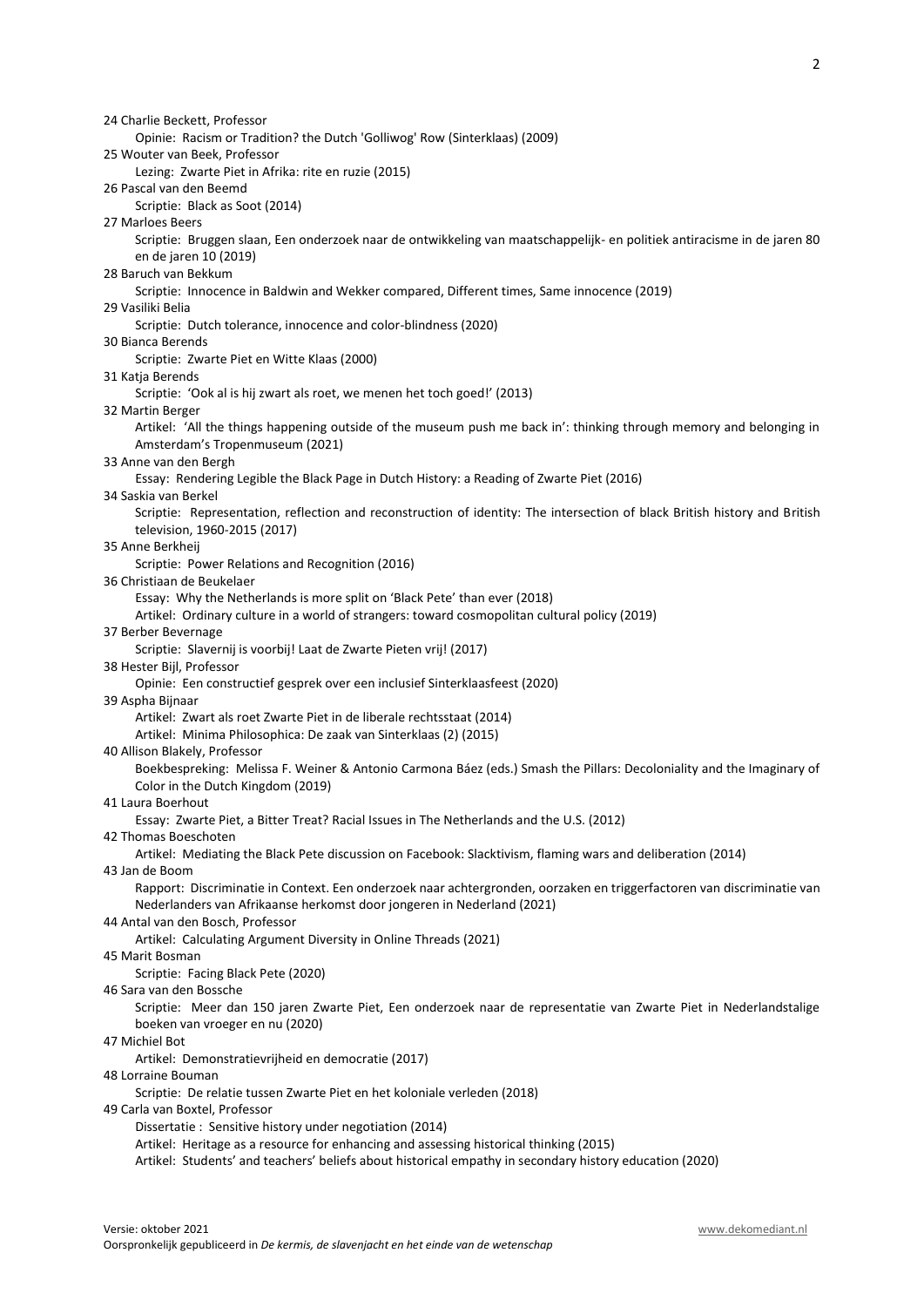24 Charlie Beckett, Professor
    Opinie: Racism or Tradition? the Dutch 'Golliwog' Row (Sinterklaas) (2009)
25 Wouter van Beek, Professor
    Lezing: Zwarte Piet in Afrika: rite en ruzie (2015)
26 Pascal van den Beemd
    Scriptie: Black as Soot (2014)
27 Marloes Beers
    Scriptie: Bruggen slaan, Een onderzoek naar de ontwikkeling van maatschappelijk- en politiek antiracisme in de jaren 80 en de jaren 10 (2019)
28 Baruch van Bekkum
    Scriptie: Innocence in Baldwin and Wekker compared, Different times, Same innocence (2019)
29 Vasiliki Belia
    Scriptie: Dutch tolerance, innocence and color-blindness (2020)
30 Bianca Berends
    Scriptie: Zwarte Piet en Witte Klaas (2000)
31 Katja Berends
    Scriptie: 'Ook al is hij zwart als roet, we menen het toch goed!' (2013)
32 Martin Berger
    Artikel: 'All the things happening outside of the museum push me back in': thinking through memory and belonging in Amsterdam's Tropenmuseum (2021)
33 Anne van den Bergh
    Essay: Rendering Legible the Black Page in Dutch History: a Reading of Zwarte Piet (2016)
34 Saskia van Berkel
    Scriptie: Representation, reflection and reconstruction of identity: The intersection of black British history and British television, 1960-2015 (2017)
35 Anne Berkheij
    Scriptie: Power Relations and Recognition (2016)
36 Christiaan de Beukelaer
    Essay: Why the Netherlands is more split on 'Black Pete' than ever (2018)
    Artikel: Ordinary culture in a world of strangers: toward cosmopolitan cultural policy (2019)
37 Berber Bevernage
    Scriptie: Slavernij is voorbij! Laat de Zwarte Pieten vrij! (2017)
38 Hester Bijl, Professor
    Opinie: Een constructief gesprek over een inclusief Sinterklaasfeest (2020)
39 Aspha Bijnaar
    Artikel: Zwart als roet Zwarte Piet in de liberale rechtsstaat (2014)
    Artikel: Minima Philosophica: De zaak van Sinterklaas (2) (2015)
40 Allison Blakely, Professor
    Boekbespreking: Melissa F. Weiner & Antonio Carmona Báez (eds.) Smash the Pillars: Decoloniality and the Imaginary of Color in the Dutch Kingdom (2019)
41 Laura Boerhout
    Essay: Zwarte Piet, a Bitter Treat? Racial Issues in The Netherlands and the U.S. (2012)
42 Thomas Boeschoten
    Artikel: Mediating the Black Pete discussion on Facebook: Slacktivism, flaming wars and deliberation (2014)
43 Jan de Boom
    Rapport: Discriminatie in Context. Een onderzoek naar achtergronden, oorzaken en triggerfactoren van discriminatie van Nederlanders van Afrikaanse herkomst door jongeren in Nederland (2021)
44 Antal van den Bosch, Professor
    Artikel: Calculating Argument Diversity in Online Threads (2021)
45 Marit Bosman
    Scriptie: Facing Black Pete (2020)
46 Sara van den Bossche
    Scriptie: Meer dan 150 jaren Zwarte Piet, Een onderzoek naar de representatie van Zwarte Piet in Nederlandstalige boeken van vroeger en nu (2020)
47 Michiel Bot
    Artikel: Demonstratievrijheid en democratie (2017)
48 Lorraine Bouman
    Scriptie: De relatie tussen Zwarte Piet en het koloniale verleden (2018)
49 Carla van Boxtel, Professor
    Dissertatie : Sensitive history under negotiation (2014)
    Artikel: Heritage as a resource for enhancing and assessing historical thinking (2015)
    Artikel: Students' and teachers' beliefs about historical empathy in secondary history education (2020)

Versie: oktober 2021
www.dekomediant.nl
Oorspronkelijk gepubliceerd in *De kermis, de slavenjacht en het einde van de wetenschap*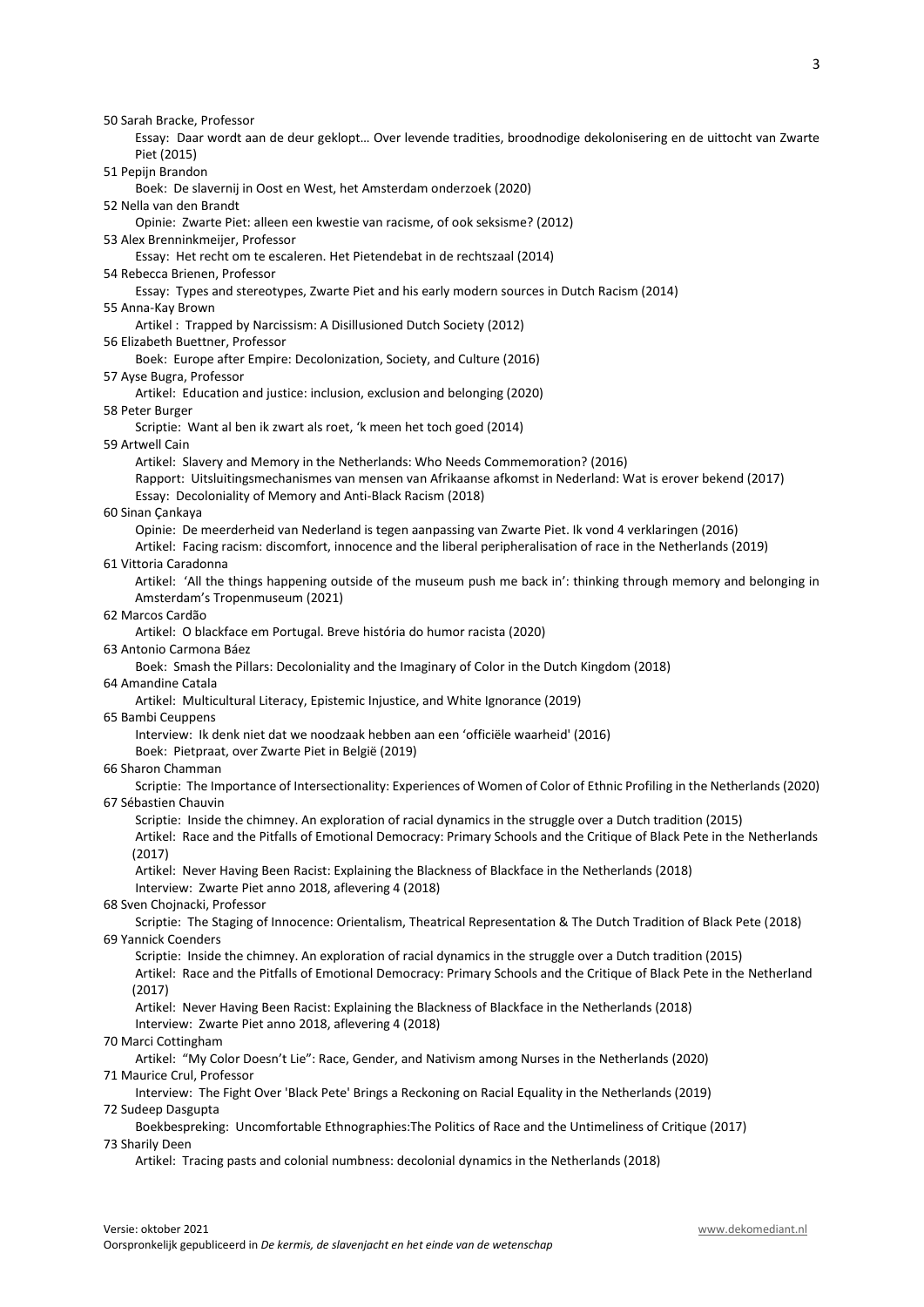50 Sarah Bracke, Professor
    Essay: Daar wordt aan de deur geklopt… Over levende tradities, broodnodige dekolonisering en de uittocht van Zwarte Piet (2015)
51 Pepijn Brandon
    Boek: De slavernij in Oost en West, het Amsterdam onderzoek (2020)
52 Nella van den Brandt
    Opinie: Zwarte Piet: alleen een kwestie van racisme, of ook seksisme? (2012)
53 Alex Brenninkmeijer, Professor
    Essay: Het recht om te escaleren. Het Pietendebat in de rechtszaal (2014)
54 Rebecca Brienen, Professor
    Essay: Types and stereotypes, Zwarte Piet and his early modern sources in Dutch Racism (2014)
55 Anna-Kay Brown
    Artikel : Trapped by Narcissism: A Disillusioned Dutch Society (2012)
56 Elizabeth Buettner, Professor
    Boek: Europe after Empire: Decolonization, Society, and Culture (2016)
57 Ayse Bugra, Professor
    Artikel: Education and justice: inclusion, exclusion and belonging (2020)
58 Peter Burger
    Scriptie: Want al ben ik zwart als roet, 'k meen het toch goed (2014)
59 Artwell Cain
    Artikel: Slavery and Memory in the Netherlands: Who Needs Commemoration? (2016)
    Rapport: Uitsluitingsmechanismes van mensen van Afrikaanse afkomst in Nederland: Wat is erover bekend (2017)
    Essay: Decoloniality of Memory and Anti-Black Racism (2018)
60 Sinan Çankaya
    Opinie: De meerderheid van Nederland is tegen aanpassing van Zwarte Piet. Ik vond 4 verklaringen (2016)
    Artikel: Facing racism: discomfort, innocence and the liberal peripheralisation of race in the Netherlands (2019)
61 Vittoria Caradonna
    Artikel: 'All the things happening outside of the museum push me back in': thinking through memory and belonging in Amsterdam's Tropenmuseum (2021)
62 Marcos Cardão
    Artikel: O blackface em Portugal. Breve história do humor racista (2020)
63 Antonio Carmona Báez
    Boek: Smash the Pillars: Decoloniality and the Imaginary of Color in the Dutch Kingdom (2018)
64 Amandine Catala
    Artikel: Multicultural Literacy, Epistemic Injustice, and White Ignorance (2019)
65 Bambi Ceuppens
    Interview: Ik denk niet dat we noodzaak hebben aan een 'officiële waarheid' (2016)
    Boek: Pietpraat, over Zwarte Piet in België (2019)
66 Sharon Chamman
    Scriptie: The Importance of Intersectionality: Experiences of Women of Color of Ethnic Profiling in the Netherlands (2020)
67 Sébastien Chauvin
    Scriptie: Inside the chimney. An exploration of racial dynamics in the struggle over a Dutch tradition (2015)
    Artikel: Race and the Pitfalls of Emotional Democracy: Primary Schools and the Critique of Black Pete in the Netherlands (2017)
    Artikel: Never Having Been Racist: Explaining the Blackness of Blackface in the Netherlands (2018)
    Interview: Zwarte Piet anno 2018, aflevering 4 (2018)
68 Sven Chojnacki, Professor
    Scriptie: The Staging of Innocence: Orientalism, Theatrical Representation & The Dutch Tradition of Black Pete (2018)
69 Yannick Coenders
    Scriptie: Inside the chimney. An exploration of racial dynamics in the struggle over a Dutch tradition (2015)
    Artikel: Race and the Pitfalls of Emotional Democracy: Primary Schools and the Critique of Black Pete in the Netherland (2017)
    Artikel: Never Having Been Racist: Explaining the Blackness of Blackface in the Netherlands (2018)
    Interview: Zwarte Piet anno 2018, aflevering 4 (2018)
70 Marci Cottingham
    Artikel: "My Color Doesn't Lie": Race, Gender, and Nativism among Nurses in the Netherlands (2020)
71 Maurice Crul, Professor
    Interview: The Fight Over 'Black Pete' Brings a Reckoning on Racial Equality in the Netherlands (2019)
72 Sudeep Dasgupta
    Boekbespreking: Uncomfortable Ethnographies:The Politics of Race and the Untimeliness of Critique (2017)
73 Sharily Deen
    Artikel: Tracing pasts and colonial numbness: decolonial dynamics in the Netherlands (2018)

Versie: oktober 2021
www.dekomediant.nl
Oorspronkelijk gepubliceerd in *De kermis, de slavenjacht en het einde van de wetenschap*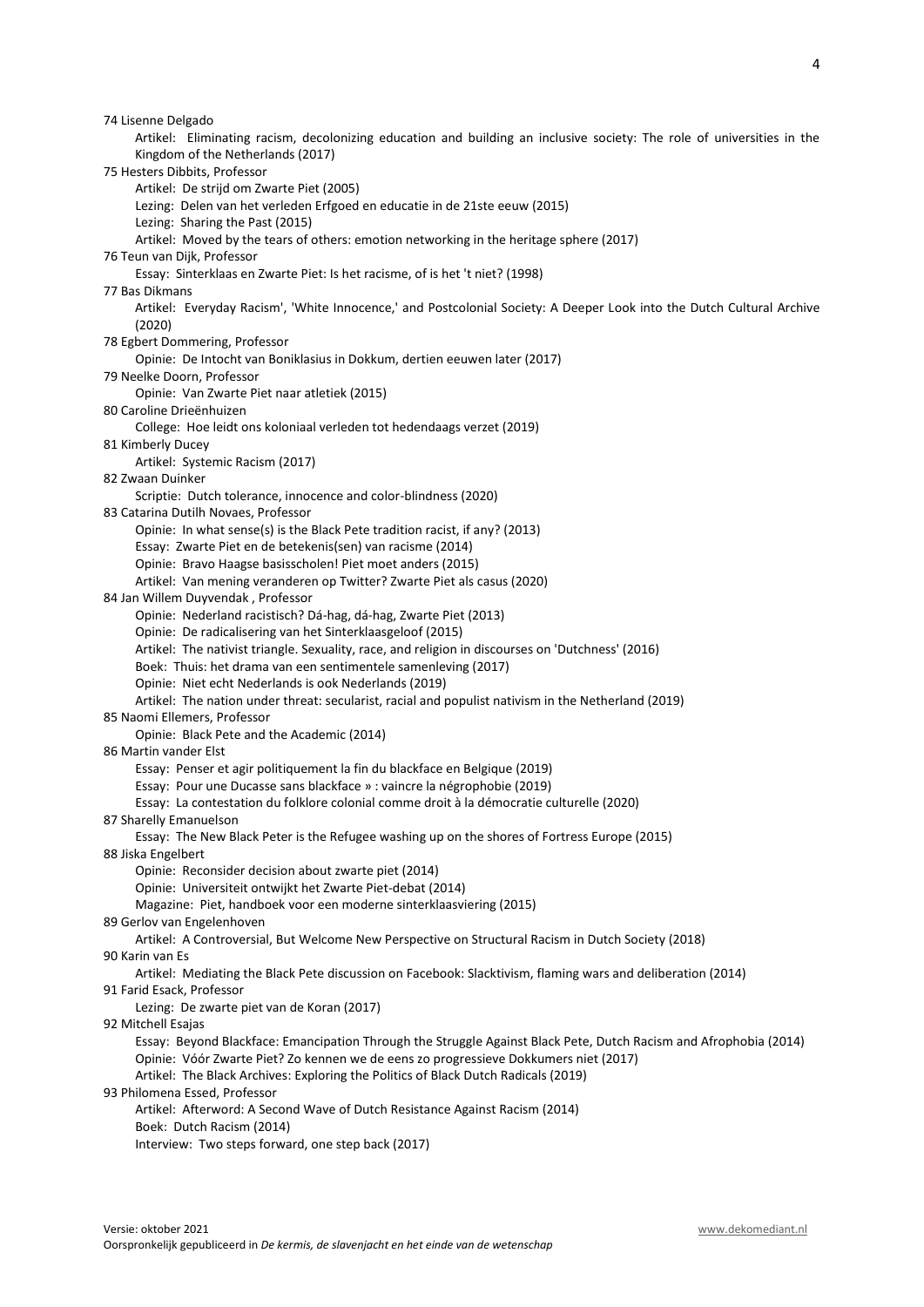74 Lisenne Delgado

Artikel: Eliminating racism, decolonizing education and building an inclusive society: The role of universities in the Kingdom of the Netherlands (2017)

75 Hesters Dibbits, Professor

Artikel: De strijd om Zwarte Piet (2005)
Lezing: Delen van het verleden Erfgoed en educatie in de 21ste eeuw (2015)
Lezing: Sharing the Past (2015)
Artikel: Moved by the tears of others: emotion networking in the heritage sphere (2017)

76 Teun van Dijk, Professor

Essay: Sinterklaas en Zwarte Piet: Is het racisme, of is het 't niet? (1998)

77 Bas Dikmans

Artikel: Everyday Racism', 'White Innocence,' and Postcolonial Society: A Deeper Look into the Dutch Cultural Archive (2020)

78 Egbert Dommering, Professor

Opinie: De Intocht van Boniklasius in Dokkum, dertien eeuwen later (2017)

79 Neelke Doorn, Professor

Opinie: Van Zwarte Piet naar atletiek (2015)

80 Caroline Drieënhuizen

College: Hoe leidt ons koloniaal verleden tot hedendaags verzet (2019)

81 Kimberly Ducey

Artikel: Systemic Racism (2017)

82 Zwaan Duinker

Scriptie: Dutch tolerance, innocence and color-blindness (2020)

83 Catarina Dutilh Novaes, Professor

Opinie: In what sense(s) is the Black Pete tradition racist, if any? (2013)
Essay: Zwarte Piet en de betekenis(sen) van racisme (2014)
Opinie: Bravo Haagse basisscholen! Piet moet anders (2015)
Artikel: Van mening veranderen op Twitter? Zwarte Piet als casus (2020)

84 Jan Willem Duyvendak , Professor

Opinie: Nederland racistisch? Dá-hag, dá-hag, Zwarte Piet (2013)
Opinie: De radicalisering van het Sinterklaasgeloof (2015)
Artikel: The nativist triangle. Sexuality, race, and religion in discourses on 'Dutchness' (2016)
Boek: Thuis: het drama van een sentimentele samenleving (2017)
Opinie: Niet echt Nederlands is ook Nederlands (2019)
Artikel: The nation under threat: secularist, racial and populist nativism in the Netherland (2019)

85 Naomi Ellemers, Professor

Opinie: Black Pete and the Academic (2014)

86 Martin vander Elst

Essay: Penser et agir politiquement la fin du blackface en Belgique (2019)
Essay: Pour une Ducasse sans blackface » : vaincre la négrophobie (2019)
Essay: La contestation du folklore colonial comme droit à la démocratie culturelle (2020)

87 Sharelly Emanuelson

Essay: The New Black Peter is the Refugee washing up on the shores of Fortress Europe (2015)

88 Jiska Engelbert

Opinie: Reconsider decision about zwarte piet (2014)
Opinie: Universiteit ontwijkt het Zwarte Piet-debat (2014)
Magazine: Piet, handboek voor een moderne sinterklaasviering (2015)

89 Gerlov van Engelenhoven

Artikel: A Controversial, But Welcome New Perspective on Structural Racism in Dutch Society (2018)

90 Karin van Es

Artikel: Mediating the Black Pete discussion on Facebook: Slacktivism, flaming wars and deliberation (2014)

91 Farid Esack, Professor

Lezing: De zwarte piet van de Koran (2017)

92 Mitchell Esajas

Essay: Beyond Blackface: Emancipation Through the Struggle Against Black Pete, Dutch Racism and Afrophobia (2014)
Opinie: Vóór Zwarte Piet? Zo kennen we de eens zo progressieve Dokkumers niet (2017)
Artikel: The Black Archives: Exploring the Politics of Black Dutch Radicals (2019)

93 Philomena Essed, Professor

Artikel: Afterword: A Second Wave of Dutch Resistance Against Racism (2014)
Boek: Dutch Racism (2014)
Interview: Two steps forward, one step back (2017)

Versie: oktober 2021 www.dekomediant.nl
Oorspronkelijk gepubliceerd in *De kermis, de slavenjacht en het einde van de wetenschap*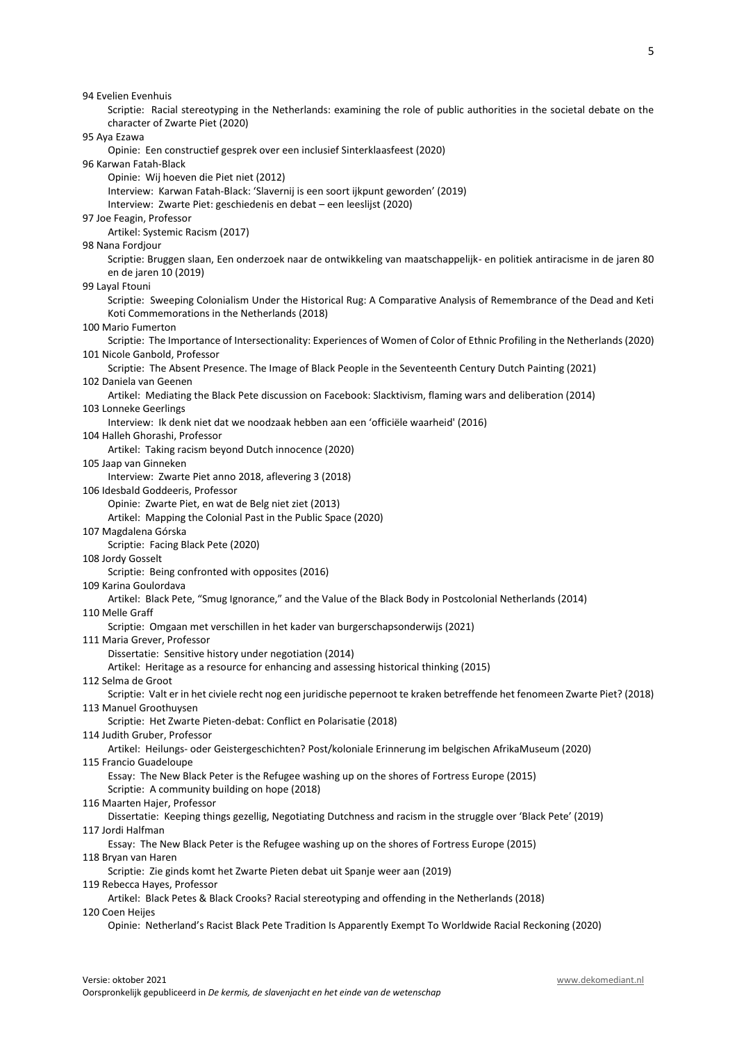94 Evelien Evenhuis

Scriptie: Racial stereotyping in the Netherlands: examining the role of public authorities in the societal debate on the character of Zwarte Piet (2020)

95 Aya Ezawa

Opinie: Een constructief gesprek over een inclusief Sinterklaasfeest (2020)

96 Karwan Fatah-Black

Opinie: Wij hoeven die Piet niet (2012)
Interview: Karwan Fatah-Black: 'Slavernij is een soort ijkpunt geworden' (2019)
Interview: Zwarte Piet: geschiedenis en debat – een leeslijst (2020)

97 Joe Feagin, Professor

Artikel: Systemic Racism (2017)

98 Nana Fordjour

Scriptie: Bruggen slaan, Een onderzoek naar de ontwikkeling van maatschappelijk- en politiek antiracisme in de jaren 80 en de jaren 10 (2019)

99 Layal Ftouni

Scriptie: Sweeping Colonialism Under the Historical Rug: A Comparative Analysis of Remembrance of the Dead and Keti Koti Commemorations in the Netherlands (2018)

100 Mario Fumerton

Scriptie: The Importance of Intersectionality: Experiences of Women of Color of Ethnic Profiling in the Netherlands (2020)

101 Nicole Ganbold, Professor

Scriptie: The Absent Presence. The Image of Black People in the Seventeenth Century Dutch Painting (2021)

102 Daniela van Geenen

Artikel: Mediating the Black Pete discussion on Facebook: Slacktivism, flaming wars and deliberation (2014)

103 Lonneke Geerlings

Interview: Ik denk niet dat we noodzaak hebben aan een 'officiële waarheid' (2016)

104 Halleh Ghorashi, Professor

Artikel: Taking racism beyond Dutch innocence (2020)

105 Jaap van Ginneken

Interview: Zwarte Piet anno 2018, aflevering 3 (2018)

106 Idesbald Goddeeris, Professor

Opinie: Zwarte Piet, en wat de Belg niet ziet (2013)
Artikel: Mapping the Colonial Past in the Public Space (2020)

107 Magdalena Górska

Scriptie: Facing Black Pete (2020)

108 Jordy Gosselt

Scriptie: Being confronted with opposites (2016)

109 Karina Goulordava

Artikel: Black Pete, "Smug Ignorance," and the Value of the Black Body in Postcolonial Netherlands (2014)

110 Melle Graff

Scriptie: Omgaan met verschillen in het kader van burgerschapsonderwijs (2021)

111 Maria Grever, Professor

Dissertatie: Sensitive history under negotiation (2014)
Artikel: Heritage as a resource for enhancing and assessing historical thinking (2015)

112 Selma de Groot

Scriptie: Valt er in het civiele recht nog een juridische pepernoot te kraken betreffende het fenomeen Zwarte Piet? (2018)

113 Manuel Groothuysen

Scriptie: Het Zwarte Pieten-debat: Conflict en Polarisatie (2018)

114 Judith Gruber, Professor

Artikel: Heilungs- oder Geistergeschichten? Post/koloniale Erinnerung im belgischen AfrikaMuseum (2020)

115 Francio Guadeloupe

Essay: The New Black Peter is the Refugee washing up on the shores of Fortress Europe (2015)
Scriptie: A community building on hope (2018)

116 Maarten Hajer, Professor

Dissertatie: Keeping things gezellig, Negotiating Dutchness and racism in the struggle over 'Black Pete' (2019)

117 Jordi Halfman

Essay: The New Black Peter is the Refugee washing up on the shores of Fortress Europe (2015)

118 Bryan van Haren

Scriptie: Zie ginds komt het Zwarte Pieten debat uit Spanje weer aan (2019)

119 Rebecca Hayes, Professor

Artikel: Black Petes & Black Crooks? Racial stereotyping and offending in the Netherlands (2018)

120 Coen Heijes

Opinie: Netherland's Racist Black Pete Tradition Is Apparently Exempt To Worldwide Racial Reckoning (2020)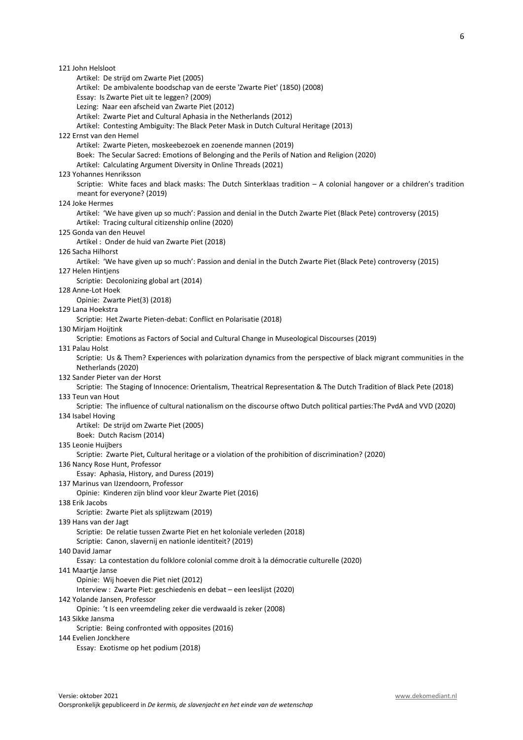121 John Helsloot
- Artikel: De strijd om Zwarte Piet (2005)
- Artikel: De ambivalente boodschap van de eerste 'Zwarte Piet' (1850) (2008)
- Essay: Is Zwarte Piet uit te leggen? (2009)
- Lezing: Naar een afscheid van Zwarte Piet (2012)
- Artikel: Zwarte Piet and Cultural Aphasia in the Netherlands (2012)
- Artikel: Contesting Ambiguity: The Black Peter Mask in Dutch Cultural Heritage (2013)

122 Ernst van den Hemel
- Artikel: Zwarte Pieten, moskeebezoek en zoenende mannen (2019)
- Boek: The Secular Sacred: Emotions of Belonging and the Perils of Nation and Religion (2020)
- Artikel: Calculating Argument Diversity in Online Threads (2021)

123 Yohannes Henriksson
- Scriptie: White faces and black masks: The Dutch Sinterklaas tradition – A colonial hangover or a children's tradition meant for everyone? (2019)

124 Joke Hermes
- Artikel: 'We have given up so much': Passion and denial in the Dutch Zwarte Piet (Black Pete) controversy (2015)
- Artikel: Tracing cultural citizenship online (2020)

125 Gonda van den Heuvel
- Artikel : Onder de huid van Zwarte Piet (2018)

126 Sacha Hilhorst
- Artikel: 'We have given up so much': Passion and denial in the Dutch Zwarte Piet (Black Pete) controversy (2015)

127 Helen Hintjens
- Scriptie: Decolonizing global art (2014)

128 Anne-Lot Hoek
- Opinie: Zwarte Piet(3) (2018)

129 Lana Hoekstra
- Scriptie: Het Zwarte Pieten-debat: Conflict en Polarisatie (2018)

130 Mirjam Hoijtink
- Scriptie: Emotions as Factors of Social and Cultural Change in Museological Discourses (2019)

131 Palau Holst
- Scriptie: Us & Them? Experiences with polarization dynamics from the perspective of black migrant communities in the Netherlands (2020)

132 Sander Pieter van der Horst
- Scriptie: The Staging of Innocence: Orientalism, Theatrical Representation & The Dutch Tradition of Black Pete (2018)

133 Teun van Hout
- Scriptie: The influence of cultural nationalism on the discourse oftwo Dutch political parties:The PvdA and VVD (2020)

134 Isabel Hoving
- Artikel: De strijd om Zwarte Piet (2005)
- Boek: Dutch Racism (2014)

135 Leonie Huijbers
- Scriptie: Zwarte Piet, Cultural heritage or a violation of the prohibition of discrimination? (2020)

136 Nancy Rose Hunt, Professor
- Essay: Aphasia, History, and Duress (2019)

137 Marinus van IJzendoorn, Professor
- Opinie: Kinderen zijn blind voor kleur Zwarte Piet (2016)

138 Erik Jacobs
- Scriptie: Zwarte Piet als splijtzwam (2019)

139 Hans van der Jagt
- Scriptie: De relatie tussen Zwarte Piet en het koloniale verleden (2018)
- Scriptie: Canon, slavernij en nationle identiteit? (2019)

140 David Jamar
- Essay: La contestation du folklore colonial comme droit à la démocratie culturelle (2020)

141 Maartje Janse
- Opinie: Wij hoeven die Piet niet (2012)
- Interview : Zwarte Piet: geschiedenis en debat – een leeslijst (2020)

142 Yolande Jansen, Professor
- Opinie: 't Is een vreemdeling zeker die verdwaald is zeker (2008)

143 Sikke Jansma
- Scriptie: Being confronted with opposites (2016)

144 Evelien Jonckhere
- Essay: Exotisme op het podium (2018)

Versie: oktober 2021 www.dekomediant.nl
Oorspronkelijk gepubliceerd in *De kermis, de slavenjacht en het einde van de wetenschap*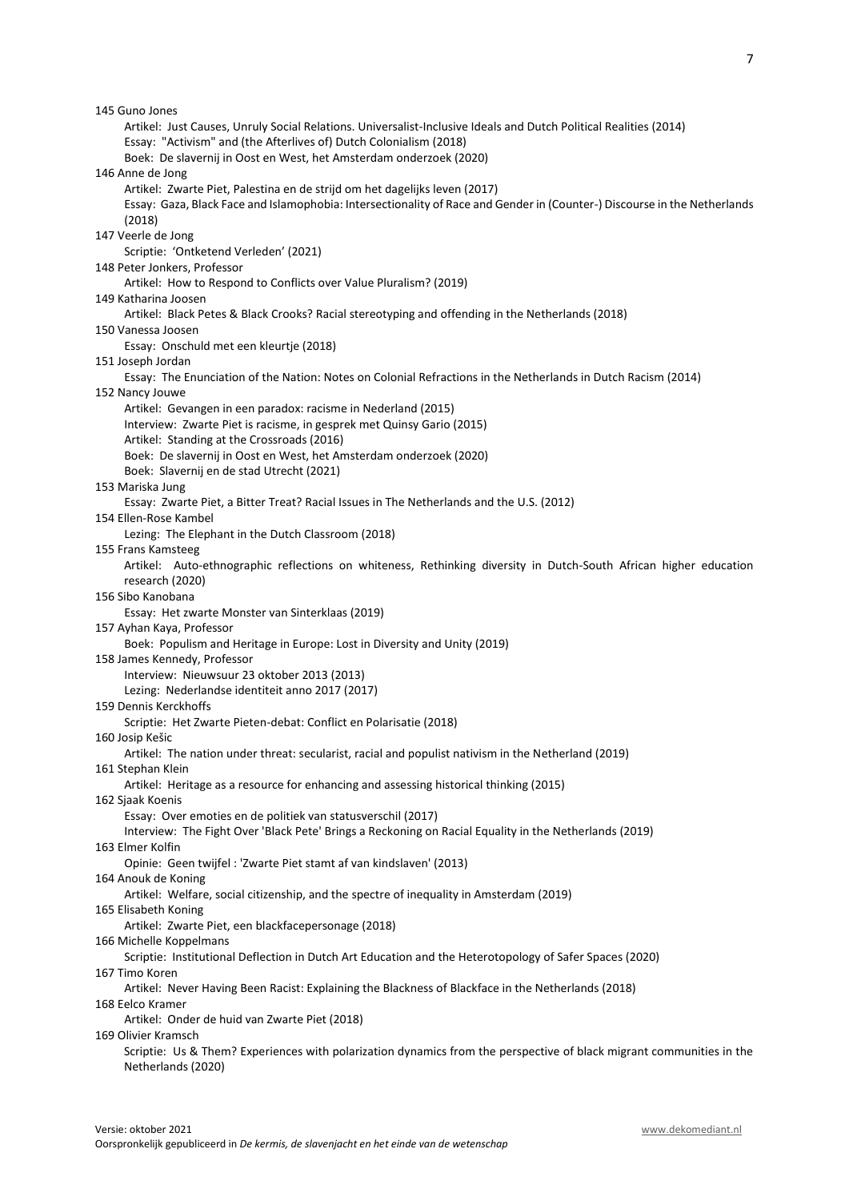145 Guno Jones
- Artikel: Just Causes, Unruly Social Relations. Universalist-Inclusive Ideals and Dutch Political Realities (2014)
- Essay: "Activism" and (the Afterlives of) Dutch Colonialism (2018)
- Boek: De slavernij in Oost en West, het Amsterdam onderzoek (2020)

146 Anne de Jong
- Artikel: Zwarte Piet, Palestina en de strijd om het dagelijks leven (2017)
- Essay: Gaza, Black Face and Islamophobia: Intersectionality of Race and Gender in (Counter-) Discourse in the Netherlands (2018)

147 Veerle de Jong
- Scriptie: 'Ontketend Verleden' (2021)

148 Peter Jonkers, Professor
- Artikel: How to Respond to Conflicts over Value Pluralism? (2019)

149 Katharina Joosen
- Artikel: Black Petes & Black Crooks? Racial stereotyping and offending in the Netherlands (2018)

150 Vanessa Joosen
- Essay: Onschuld met een kleurtje (2018)

151 Joseph Jordan
- Essay: The Enunciation of the Nation: Notes on Colonial Refractions in the Netherlands in Dutch Racism (2014)

152 Nancy Jouwe
- Artikel: Gevangen in een paradox: racisme in Nederland (2015)
- Interview: Zwarte Piet is racisme, in gesprek met Quinsy Gario (2015)
- Artikel: Standing at the Crossroads (2016)
- Boek: De slavernij in Oost en West, het Amsterdam onderzoek (2020)
- Boek: Slavernij en de stad Utrecht (2021)

153 Mariska Jung
- Essay: Zwarte Piet, a Bitter Treat? Racial Issues in The Netherlands and the U.S. (2012)

154 Ellen-Rose Kambel
- Lezing: The Elephant in the Dutch Classroom (2018)

155 Frans Kamsteeg
- Artikel: Auto-ethnographic reflections on whiteness, Rethinking diversity in Dutch-South African higher education research (2020)

156 Sibo Kanobana
- Essay: Het zwarte Monster van Sinterklaas (2019)

157 Ayhan Kaya, Professor
- Boek: Populism and Heritage in Europe: Lost in Diversity and Unity (2019)

158 James Kennedy, Professor
- Interview: Nieuwsuur 23 oktober 2013 (2013)
- Lezing: Nederlandse identiteit anno 2017 (2017)

159 Dennis Kerckhoffs
- Scriptie: Het Zwarte Pieten-debat: Conflict en Polarisatie (2018)

160 Josip Kešic
- Artikel: The nation under threat: secularist, racial and populist nativism in the Netherland (2019)

161 Stephan Klein
- Artikel: Heritage as a resource for enhancing and assessing historical thinking (2015)

162 Sjaak Koenis
- Essay: Over emoties en de politiek van statusverschil (2017)
- Interview: The Fight Over 'Black Pete' Brings a Reckoning on Racial Equality in the Netherlands (2019)

163 Elmer Kolfin
- Opinie: Geen twijfel : 'Zwarte Piet stamt af van kindslaven' (2013)

164 Anouk de Koning
- Artikel: Welfare, social citizenship, and the spectre of inequality in Amsterdam (2019)

165 Elisabeth Koning
- Artikel: Zwarte Piet, een blackfacepersonage (2018)

166 Michelle Koppelmans
- Scriptie: Institutional Deflection in Dutch Art Education and the Heterotopology of Safer Spaces (2020)

167 Timo Koren
- Artikel: Never Having Been Racist: Explaining the Blackness of Blackface in the Netherlands (2018)

168 Eelco Kramer
- Artikel: Onder de huid van Zwarte Piet (2018)

169 Olivier Kramsch
- Scriptie: Us & Them? Experiences with polarization dynamics from the perspective of black migrant communities in the Netherlands (2020)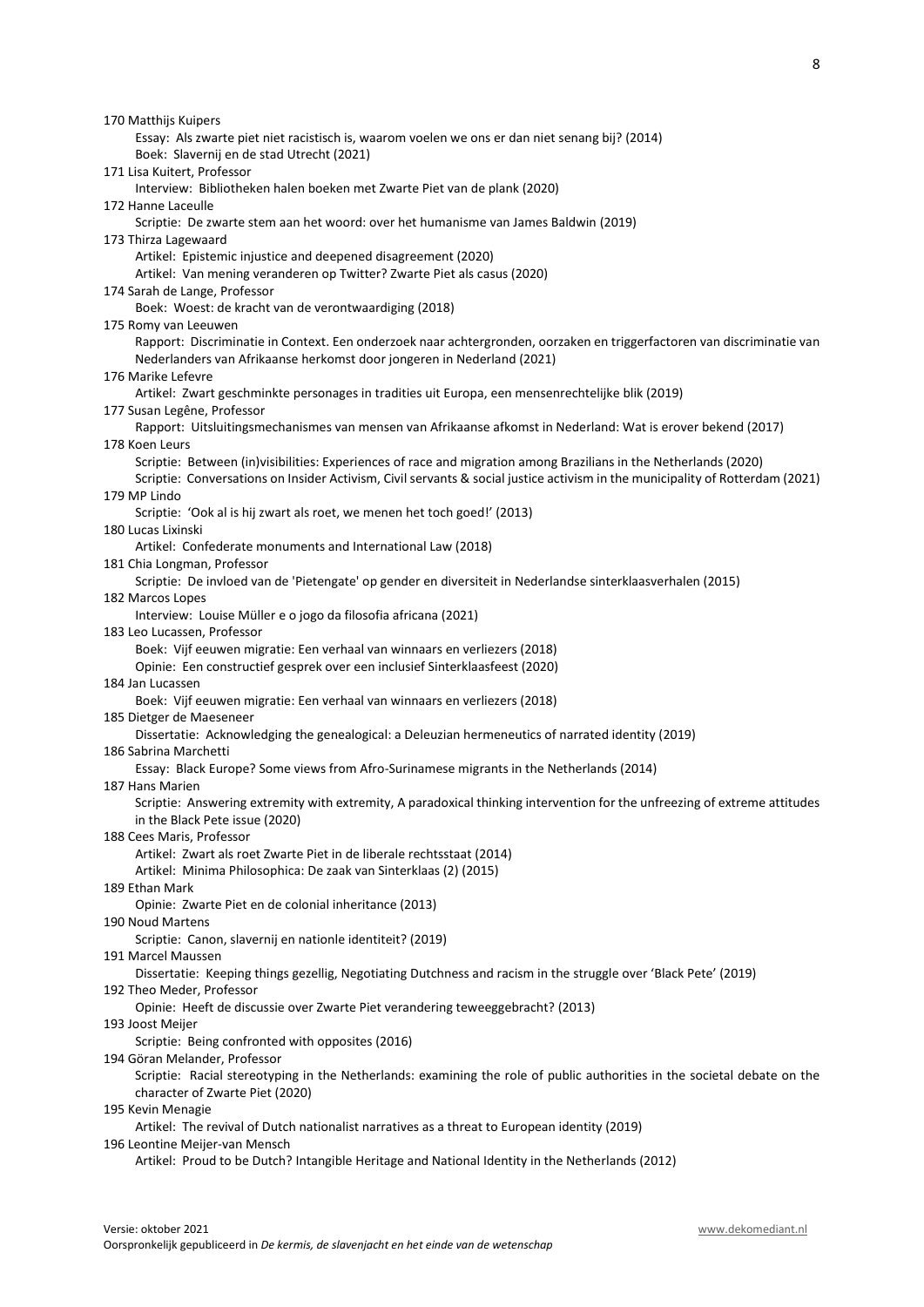170 Matthijs Kuipers

Essay: Als zwarte piet niet racistisch is, waarom voelen we ons er dan niet senang bij? (2014)

Boek: Slavernij en de stad Utrecht (2021)

171 Lisa Kuitert, Professor

Interview: Bibliotheken halen boeken met Zwarte Piet van de plank (2020)

172 Hanne Laceulle

Scriptie: De zwarte stem aan het woord: over het humanisme van James Baldwin (2019)

173 Thirza Lagewaard

Artikel: Epistemic injustice and deepened disagreement (2020)

Artikel: Van mening veranderen op Twitter? Zwarte Piet als casus (2020)

174 Sarah de Lange, Professor

Boek: Woest: de kracht van de verontwaardiging (2018)

175 Romy van Leeuwen

Rapport: Discriminatie in Context. Een onderzoek naar achtergronden, oorzaken en triggerfactoren van discriminatie van Nederlanders van Afrikaanse herkomst door jongeren in Nederland (2021)

176 Marike Lefevre

Artikel: Zwart geschminkte personages in tradities uit Europa, een mensenrechtelijke blik (2019)

177 Susan Legêne, Professor

Rapport: Uitsluitingsmechanismes van mensen van Afrikaanse afkomst in Nederland: Wat is erover bekend (2017)

178 Koen Leurs

Scriptie: Between (in)visibilities: Experiences of race and migration among Brazilians in the Netherlands (2020)

Scriptie: Conversations on Insider Activism, Civil servants & social justice activism in the municipality of Rotterdam (2021)

179 MP Lindo

Scriptie: 'Ook al is hij zwart als roet, we menen het toch goed!' (2013)

180 Lucas Lixinski

Artikel: Confederate monuments and International Law (2018)

181 Chia Longman, Professor

Scriptie: De invloed van de 'Pietengate' op gender en diversiteit in Nederlandse sinterklaasverhalen (2015)

182 Marcos Lopes

Interview: Louise Müller e o jogo da filosofia africana (2021)

183 Leo Lucassen, Professor

Boek: Vijf eeuwen migratie: Een verhaal van winnaars en verliezers (2018)

Opinie: Een constructief gesprek over een inclusief Sinterklaasfeest (2020)

184 Jan Lucassen

Boek: Vijf eeuwen migratie: Een verhaal van winnaars en verliezers (2018)

185 Dietger de Maeseneer

Dissertatie: Acknowledging the genealogical: a Deleuzian hermeneutics of narrated identity (2019)

186 Sabrina Marchetti

Essay: Black Europe? Some views from Afro-Surinamese migrants in the Netherlands (2014)

187 Hans Marien

Scriptie: Answering extremity with extremity, A paradoxical thinking intervention for the unfreezing of extreme attitudes in the Black Pete issue (2020)

188 Cees Maris, Professor

Artikel: Zwart als roet Zwarte Piet in de liberale rechtsstaat (2014)

Artikel: Minima Philosophica: De zaak van Sinterklaas (2) (2015)

189 Ethan Mark

Opinie: Zwarte Piet en de colonial inheritance (2013)

190 Noud Martens

Scriptie: Canon, slavernij en nationle identiteit? (2019)

191 Marcel Maussen

Dissertatie: Keeping things gezellig, Negotiating Dutchness and racism in the struggle over 'Black Pete' (2019)

192 Theo Meder, Professor

Opinie: Heeft de discussie over Zwarte Piet verandering teweeggebracht? (2013)

193 Joost Meijer

Scriptie: Being confronted with opposites (2016)

194 Göran Melander, Professor

Scriptie: Racial stereotyping in the Netherlands: examining the role of public authorities in the societal debate on the character of Zwarte Piet (2020)

195 Kevin Menagie

Artikel: The revival of Dutch nationalist narratives as a threat to European identity (2019)

196 Leontine Meijer-van Mensch

Artikel: Proud to be Dutch? Intangible Heritage and National Identity in the Netherlands (2012)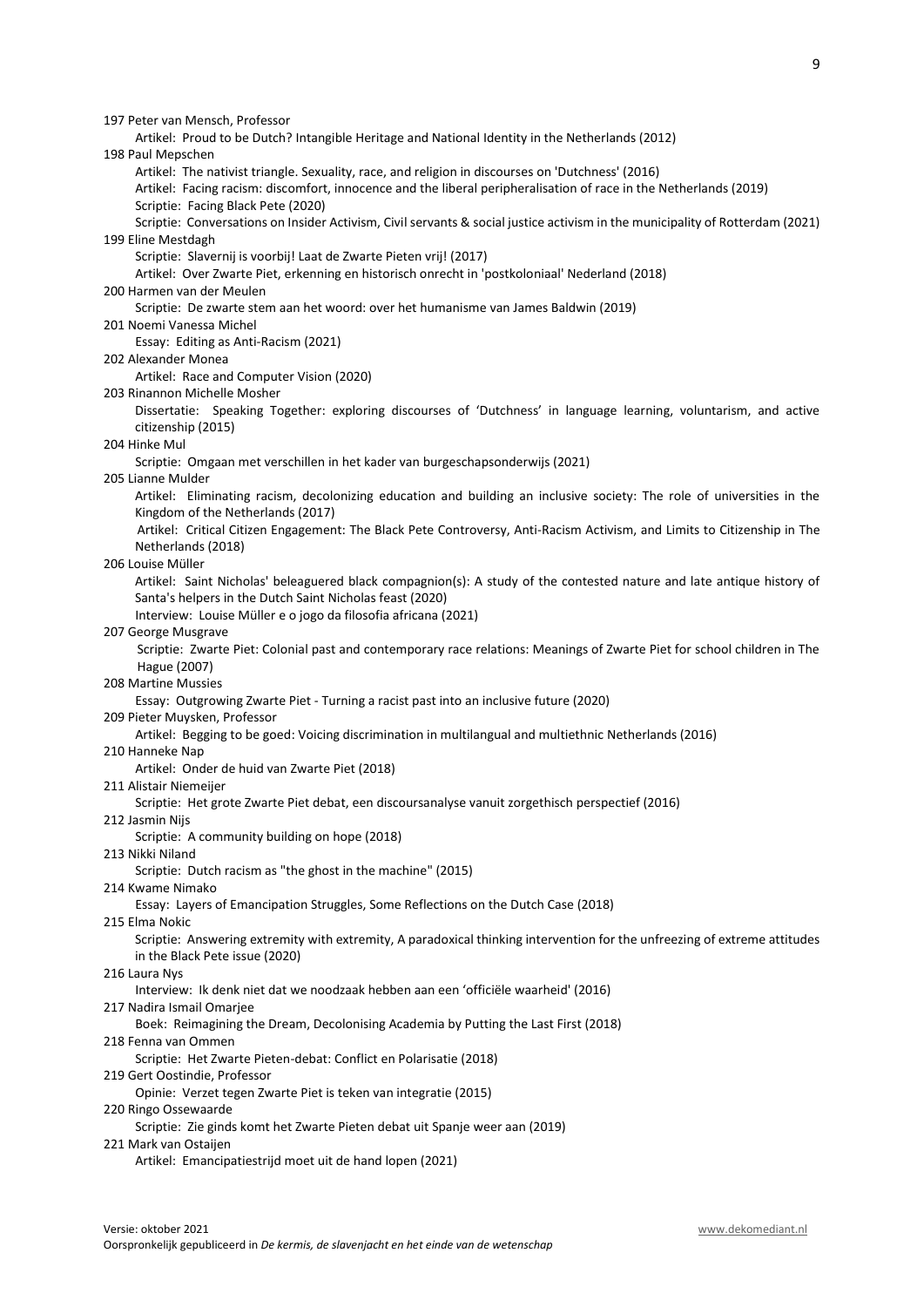197 Peter van Mensch, Professor
    Artikel: Proud to be Dutch? Intangible Heritage and National Identity in the Netherlands (2012)
198 Paul Mepschen
    Artikel: The nativist triangle. Sexuality, race, and religion in discourses on 'Dutchness' (2016)
    Artikel: Facing racism: discomfort, innocence and the liberal peripheralisation of race in the Netherlands (2019)
    Scriptie: Facing Black Pete (2020)
    Scriptie: Conversations on Insider Activism, Civil servants & social justice activism in the municipality of Rotterdam (2021)
199 Eline Mestdagh
    Scriptie: Slavernij is voorbij! Laat de Zwarte Pieten vrij! (2017)
    Artikel: Over Zwarte Piet, erkenning en historisch onrecht in 'postkoloniaal' Nederland (2018)
200 Harmen van der Meulen
    Scriptie: De zwarte stem aan het woord: over het humanisme van James Baldwin (2019)
201 Noemi Vanessa Michel
    Essay: Editing as Anti-Racism (2021)
202 Alexander Monea
    Artikel: Race and Computer Vision (2020)
203 Rinannon Michelle Mosher
    Dissertatie: Speaking Together: exploring discourses of 'Dutchness' in language learning, voluntarism, and active citizenship (2015)
204 Hinke Mul
    Scriptie: Omgaan met verschillen in het kader van burgeschapsonderwijs (2021)
205 Lianne Mulder
    Artikel: Eliminating racism, decolonizing education and building an inclusive society: The role of universities in the Kingdom of the Netherlands (2017)
    Artikel: Critical Citizen Engagement: The Black Pete Controversy, Anti-Racism Activism, and Limits to Citizenship in The Netherlands (2018)
206 Louise Müller
    Artikel: Saint Nicholas' beleaguered black compagnion(s): A study of the contested nature and late antique history of Santa's helpers in the Dutch Saint Nicholas feast (2020)
    Interview: Louise Müller e o jogo da filosofia africana (2021)
207 George Musgrave
    Scriptie: Zwarte Piet: Colonial past and contemporary race relations: Meanings of Zwarte Piet for school children in The Hague (2007)
208 Martine Mussies
    Essay: Outgrowing Zwarte Piet - Turning a racist past into an inclusive future (2020)
209 Pieter Muysken, Professor
    Artikel: Begging to be goed: Voicing discrimination in multilangual and multiethnic Netherlands (2016)
210 Hanneke Nap
    Artikel: Onder de huid van Zwarte Piet (2018)
211 Alistair Niemeijer
    Scriptie: Het grote Zwarte Piet debat, een discoursanalyse vanuit zorgethisch perspectief (2016)
212 Jasmin Nijs
    Scriptie: A community building on hope (2018)
213 Nikki Niland
    Scriptie: Dutch racism as "the ghost in the machine" (2015)
214 Kwame Nimako
    Essay: Layers of Emancipation Struggles, Some Reflections on the Dutch Case (2018)
215 Elma Nokic
    Scriptie: Answering extremity with extremity, A paradoxical thinking intervention for the unfreezing of extreme attitudes in the Black Pete issue (2020)
216 Laura Nys
    Interview: Ik denk niet dat we noodzaak hebben aan een 'officiële waarheid' (2016)
217 Nadira Ismail Omarjee
    Boek: Reimagining the Dream, Decolonising Academia by Putting the Last First (2018)
218 Fenna van Ommen
    Scriptie: Het Zwarte Pieten-debat: Conflict en Polarisatie (2018)
219 Gert Oostindie, Professor
    Opinie: Verzet tegen Zwarte Piet is teken van integratie (2015)
220 Ringo Ossewaarde
    Scriptie: Zie ginds komt het Zwarte Pieten debat uit Spanje weer aan (2019)
221 Mark van Ostaijen
    Artikel: Emancipatiestrijd moet uit de hand lopen (2021)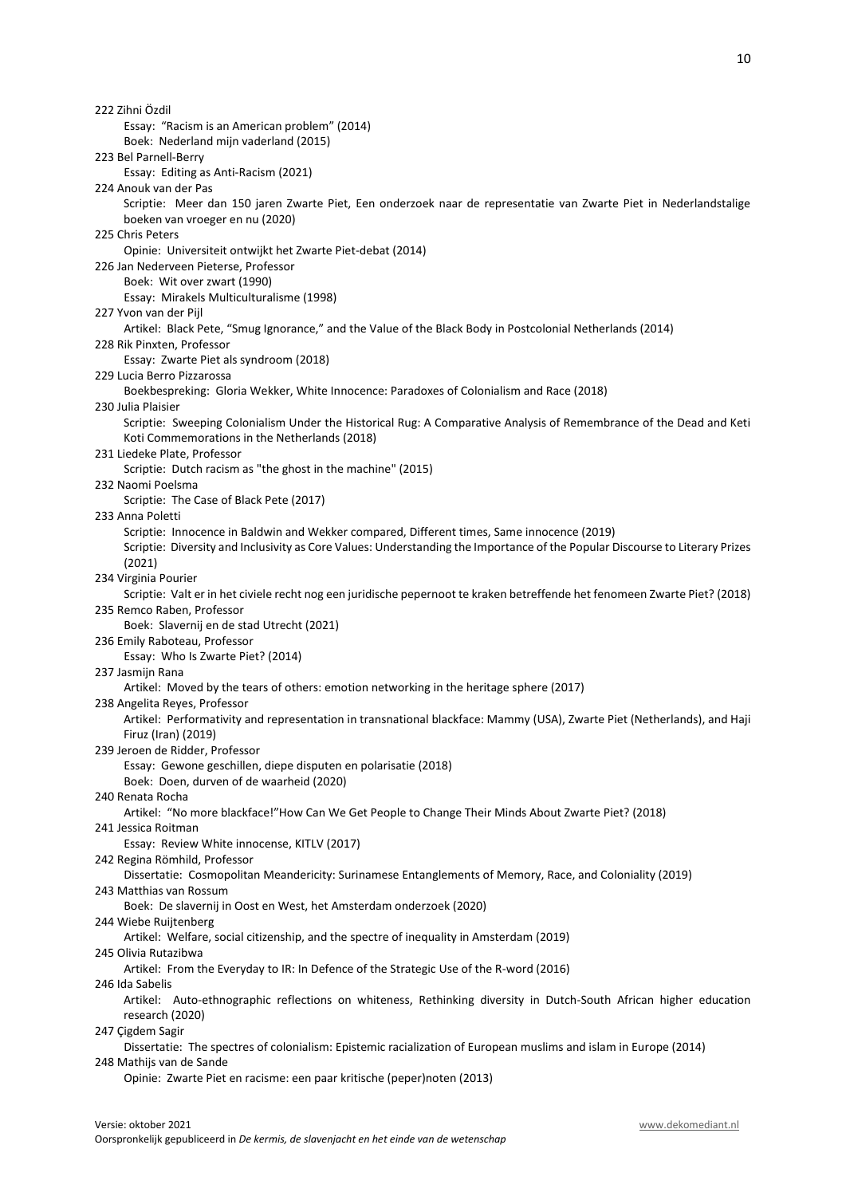222 Zihni Özdil
- Essay: "Racism is an American problem" (2014)
- Boek: Nederland mijn vaderland (2015)

223 Bel Parnell-Berry
- Essay: Editing as Anti-Racism (2021)

224 Anouk van der Pas
- Scriptie: Meer dan 150 jaren Zwarte Piet, Een onderzoek naar de representatie van Zwarte Piet in Nederlandstalige boeken van vroeger en nu (2020)

225 Chris Peters
- Opinie: Universiteit ontwijkt het Zwarte Piet-debat (2014)

226 Jan Nederveen Pieterse, Professor
- Boek: Wit over zwart (1990)
- Essay: Mirakels Multiculturalisme (1998)

227 Yvon van der Pijl
- Artikel: Black Pete, "Smug Ignorance," and the Value of the Black Body in Postcolonial Netherlands (2014)

228 Rik Pinxten, Professor
- Essay: Zwarte Piet als syndroom (2018)

229 Lucia Berro Pizzarossa
- Boekbespreking: Gloria Wekker, White Innocence: Paradoxes of Colonialism and Race (2018)

230 Julia Plaisier
- Scriptie: Sweeping Colonialism Under the Historical Rug: A Comparative Analysis of Remembrance of the Dead and Keti Koti Commemorations in the Netherlands (2018)

231 Liedeke Plate, Professor
- Scriptie: Dutch racism as "the ghost in the machine" (2015)

232 Naomi Poelsma
- Scriptie: The Case of Black Pete (2017)

233 Anna Poletti
- Scriptie: Innocence in Baldwin and Wekker compared, Different times, Same innocence (2019)
- Scriptie: Diversity and Inclusivity as Core Values: Understanding the Importance of the Popular Discourse to Literary Prizes (2021)

234 Virginia Pourier
- Scriptie: Valt er in het civiele recht nog een juridische pepernoot te kraken betreffende het fenomeen Zwarte Piet? (2018)

235 Remco Raben, Professor
- Boek: Slavernij en de stad Utrecht (2021)

236 Emily Raboteau, Professor
- Essay: Who Is Zwarte Piet? (2014)

237 Jasmijn Rana
- Artikel: Moved by the tears of others: emotion networking in the heritage sphere (2017)

238 Angelita Reyes, Professor
- Artikel: Performativity and representation in transnational blackface: Mammy (USA), Zwarte Piet (Netherlands), and Haji Firuz (Iran) (2019)

239 Jeroen de Ridder, Professor
- Essay: Gewone geschillen, diepe disputen en polarisatie (2018)
- Boek: Doen, durven of de waarheid (2020)

240 Renata Rocha
- Artikel: "No more blackface!"How Can We Get People to Change Their Minds About Zwarte Piet? (2018)

241 Jessica Roitman
- Essay: Review White innocense, KITLV (2017)

242 Regina Römhild, Professor
- Dissertatie: Cosmopolitan Meandericity: Surinamese Entanglements of Memory, Race, and Coloniality (2019)

243 Matthias van Rossum
- Boek: De slavernij in Oost en West, het Amsterdam onderzoek (2020)

244 Wiebe Ruijtenberg
- Artikel: Welfare, social citizenship, and the spectre of inequality in Amsterdam (2019)

245 Olivia Rutazibwa
- Artikel: From the Everyday to IR: In Defence of the Strategic Use of the R-word (2016)

246 Ida Sabelis
- Artikel: Auto-ethnographic reflections on whiteness, Rethinking diversity in Dutch-South African higher education research (2020)

247 Çigdem Sagir
- Dissertatie: The spectres of colonialism: Epistemic racialization of European muslims and islam in Europe (2014)

248 Mathijs van de Sande
- Opinie: Zwarte Piet en racisme: een paar kritische (peper)noten (2013)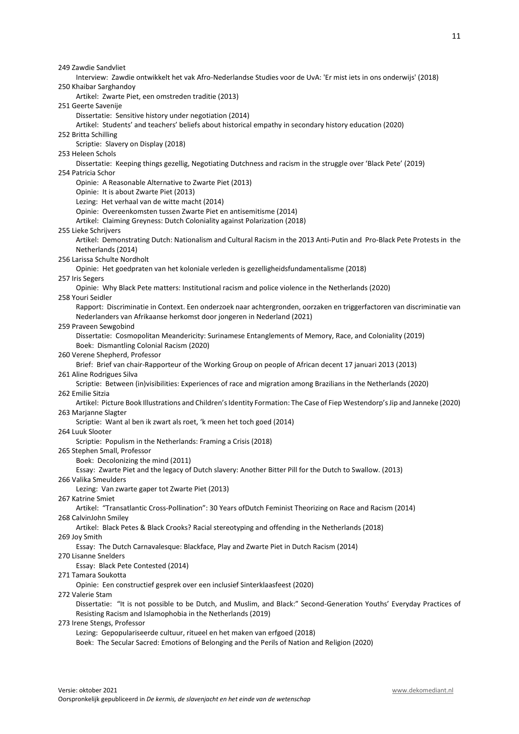249 Zawdie Sandvliet
    Interview: Zawdie ontwikkelt het vak Afro-Nederlandse Studies voor de UvA: 'Er mist iets in ons onderwijs' (2018)

250 Khaibar Sarghandoy
    Artikel: Zwarte Piet, een omstreden traditie (2013)

251 Geerte Savenije
    Dissertatie: Sensitive history under negotiation (2014)
    Artikel: Students' and teachers' beliefs about historical empathy in secondary history education (2020)

252 Britta Schilling
    Scriptie: Slavery on Display (2018)

253 Heleen Schols
    Dissertatie: Keeping things gezellig, Negotiating Dutchness and racism in the struggle over 'Black Pete' (2019)

254 Patricia Schor
    Opinie: A Reasonable Alternative to Zwarte Piet (2013)
    Opinie: It is about Zwarte Piet (2013)
    Lezing: Het verhaal van de witte macht (2014)
    Opinie: Overeenkomsten tussen Zwarte Piet en antisemitisme (2014)
    Artikel: Claiming Greyness: Dutch Coloniality against Polarization (2018)

255 Lieke Schrijvers
    Artikel: Demonstrating Dutch: Nationalism and Cultural Racism in the 2013 Anti-Putin and Pro-Black Pete Protests in the Netherlands (2014)

256 Larissa Schulte Nordholt
    Opinie: Het goedpraten van het koloniale verleden is gezelligheidsfundamentalisme (2018)

257 Iris Segers
    Opinie: Why Black Pete matters: Institutional racism and police violence in the Netherlands (2020)

258 Youri Seidler
    Rapport: Discriminatie in Context. Een onderzoek naar achtergronden, oorzaken en triggerfactoren van discriminatie van Nederlanders van Afrikaanse herkomst door jongeren in Nederland (2021)

259 Praveen Sewgobind
    Dissertatie: Cosmopolitan Meandericity: Surinamese Entanglements of Memory, Race, and Coloniality (2019)
    Boek: Dismantling Colonial Racism (2020)

260 Verene Shepherd, Professor
    Brief: Brief van chair-Rapporteur of the Working Group on people of African decent 17 januari 2013 (2013)

261 Aline Rodrigues Silva
    Scriptie: Between (in)visibilities: Experiences of race and migration among Brazilians in the Netherlands (2020)

262 Emilie Sitzia
    Artikel: Picture Book Illustrations and Children's Identity Formation: The Case of Fiep Westendorp's Jip and Janneke (2020)

263 Marjanne Slagter
    Scriptie: Want al ben ik zwart als roet, 'k meen het toch goed (2014)

264 Luuk Slooter
    Scriptie: Populism in the Netherlands: Framing a Crisis (2018)

265 Stephen Small, Professor
    Boek: Decolonizing the mind (2011)
    Essay: Zwarte Piet and the legacy of Dutch slavery: Another Bitter Pill for the Dutch to Swallow. (2013)

266 Valika Smeulders
    Lezing: Van zwarte gaper tot Zwarte Piet (2013)

267 Katrine Smiet
    Artikel: "Transatlantic Cross-Pollination": 30 Years ofDutch Feminist Theorizing on Race and Racism (2014)

268 CalvinJohn Smiley
    Artikel: Black Petes & Black Crooks? Racial stereotyping and offending in the Netherlands (2018)

269 Joy Smith
    Essay: The Dutch Carnavalesque: Blackface, Play and Zwarte Piet in Dutch Racism (2014)

270 Lisanne Snelders
    Essay: Black Pete Contested (2014)

271 Tamara Soukotta
    Opinie: Een constructief gesprek over een inclusief Sinterklaasfeest (2020)

272 Valerie Stam
    Dissertatie: "It is not possible to be Dutch, and Muslim, and Black:" Second-Generation Youths' Everyday Practices of Resisting Racism and Islamophobia in the Netherlands (2019)

273 Irene Stengs, Professor
    Lezing: Gepopulariseerde cultuur, ritueel en het maken van erfgoed (2018)
    Boek: The Secular Sacred: Emotions of Belonging and the Perils of Nation and Religion (2020)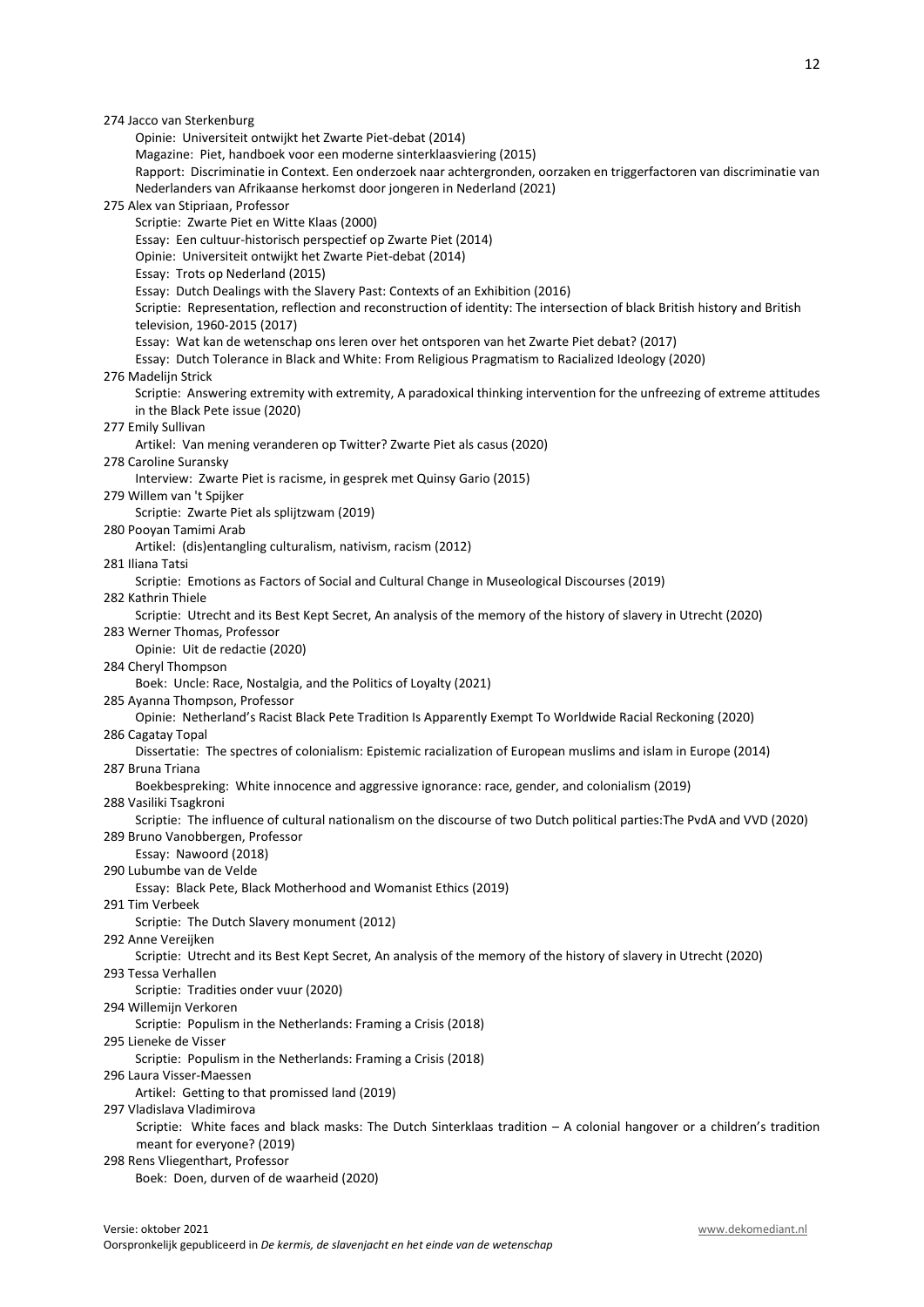274 Jacco van Sterkenburg
- Opinie: Universiteit ontwijkt het Zwarte Piet-debat (2014)
- Magazine: Piet, handboek voor een moderne sinterklaasviering (2015)
- Rapport: Discriminatie in Context. Een onderzoek naar achtergronden, oorzaken en triggerfactoren van discriminatie van Nederlanders van Afrikaanse herkomst door jongeren in Nederland (2021)

275 Alex van Stipriaan, Professor
- Scriptie: Zwarte Piet en Witte Klaas (2000)
- Essay: Een cultuur-historisch perspectief op Zwarte Piet (2014)
- Opinie: Universiteit ontwijkt het Zwarte Piet-debat (2014)
- Essay: Trots op Nederland (2015)
- Essay: Dutch Dealings with the Slavery Past: Contexts of an Exhibition (2016)
- Scriptie: Representation, reflection and reconstruction of identity: The intersection of black British history and British television, 1960-2015 (2017)
- Essay: Wat kan de wetenschap ons leren over het ontsporen van het Zwarte Piet debat? (2017)
- Essay: Dutch Tolerance in Black and White: From Religious Pragmatism to Racialized Ideology (2020)

276 Madelijn Strick
- Scriptie: Answering extremity with extremity, A paradoxical thinking intervention for the unfreezing of extreme attitudes in the Black Pete issue (2020)

277 Emily Sullivan
- Artikel: Van mening veranderen op Twitter? Zwarte Piet als casus (2020)

278 Caroline Suransky
- Interview: Zwarte Piet is racisme, in gesprek met Quinsy Gario (2015)

279 Willem van 't Spijker
- Scriptie: Zwarte Piet als splijtzwam (2019)

280 Pooyan Tamimi Arab
- Artikel: (dis)entangling culturalism, nativism, racism (2012)

281 Iliana Tatsi
- Scriptie: Emotions as Factors of Social and Cultural Change in Museological Discourses (2019)

282 Kathrin Thiele
- Scriptie: Utrecht and its Best Kept Secret, An analysis of the memory of the history of slavery in Utrecht (2020)

283 Werner Thomas, Professor
- Opinie: Uit de redactie (2020)

284 Cheryl Thompson
- Boek: Uncle: Race, Nostalgia, and the Politics of Loyalty (2021)

285 Ayanna Thompson, Professor
- Opinie: Netherland's Racist Black Pete Tradition Is Apparently Exempt To Worldwide Racial Reckoning (2020)

286 Cagatay Topal
- Dissertatie: The spectres of colonialism: Epistemic racialization of European muslims and islam in Europe (2014)

287 Bruna Triana
- Boekbespreking: White innocence and aggressive ignorance: race, gender, and colonialism (2019)

288 Vasiliki Tsagkroni
- Scriptie: The influence of cultural nationalism on the discourse of two Dutch political parties:The PvdA and VVD (2020)

289 Bruno Vanobbergen, Professor
- Essay: Nawoord (2018)

290 Lubumbe van de Velde
- Essay: Black Pete, Black Motherhood and Womanist Ethics (2019)

291 Tim Verbeek
- Scriptie: The Dutch Slavery monument (2012)

292 Anne Vereijken
- Scriptie: Utrecht and its Best Kept Secret, An analysis of the memory of the history of slavery in Utrecht (2020)

293 Tessa Verhallen
- Scriptie: Tradities onder vuur (2020)

294 Willemijn Verkoren
- Scriptie: Populism in the Netherlands: Framing a Crisis (2018)

295 Lieneke de Visser
- Scriptie: Populism in the Netherlands: Framing a Crisis (2018)

296 Laura Visser-Maessen
- Artikel: Getting to that promissed land (2019)

297 Vladislava Vladimirova
- Scriptie: White faces and black masks: The Dutch Sinterklaas tradition – A colonial hangover or a children's tradition meant for everyone? (2019)

298 Rens Vliegenthart, Professor
- Boek: Doen, durven of de waarheid (2020)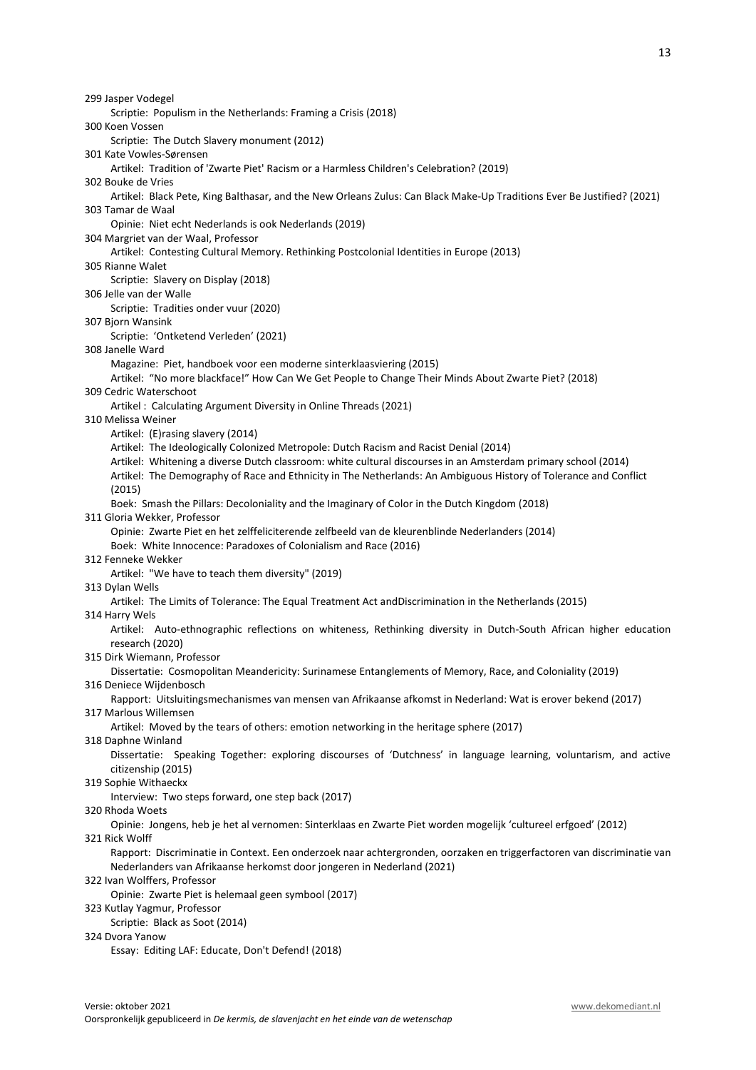299 Jasper Vodegel

Scriptie: Populism in the Netherlands: Framing a Crisis (2018)

300 Koen Vossen

Scriptie: The Dutch Slavery monument (2012)

301 Kate Vowles-Sørensen

Artikel: Tradition of 'Zwarte Piet' Racism or a Harmless Children's Celebration? (2019)

302 Bouke de Vries

Artikel: Black Pete, King Balthasar, and the New Orleans Zulus: Can Black Make-Up Traditions Ever Be Justified? (2021)

303 Tamar de Waal

Opinie: Niet echt Nederlands is ook Nederlands (2019)

304 Margriet van der Waal, Professor

Artikel: Contesting Cultural Memory. Rethinking Postcolonial Identities in Europe (2013)

305 Rianne Walet

Scriptie: Slavery on Display (2018)

306 Jelle van der Walle

Scriptie: Tradities onder vuur (2020)

307 Bjorn Wansink

Scriptie: 'Ontketend Verleden' (2021)

308 Janelle Ward

Magazine: Piet, handboek voor een moderne sinterklaasviering (2015)

Artikel: "No more blackface!" How Can We Get People to Change Their Minds About Zwarte Piet? (2018)

309 Cedric Waterschoot

Artikel : Calculating Argument Diversity in Online Threads (2021)

310 Melissa Weiner

Artikel: (E)rasing slavery (2014)

Artikel: The Ideologically Colonized Metropole: Dutch Racism and Racist Denial (2014)

Artikel: Whitening a diverse Dutch classroom: white cultural discourses in an Amsterdam primary school (2014)

Artikel: The Demography of Race and Ethnicity in The Netherlands: An Ambiguous History of Tolerance and Conflict (2015)

Boek: Smash the Pillars: Decoloniality and the Imaginary of Color in the Dutch Kingdom (2018)

311 Gloria Wekker, Professor

Opinie: Zwarte Piet en het zelffeliciterende zelfbeeld van de kleurenblinde Nederlanders (2014)

Boek: White Innocence: Paradoxes of Colonialism and Race (2016)

312 Fenneke Wekker

Artikel: "We have to teach them diversity" (2019)

313 Dylan Wells

Artikel: The Limits of Tolerance: The Equal Treatment Act andDiscrimination in the Netherlands (2015)

314 Harry Wels

Artikel: Auto-ethnographic reflections on whiteness, Rethinking diversity in Dutch-South African higher education research (2020)

315 Dirk Wiemann, Professor

Dissertatie: Cosmopolitan Meandericity: Surinamese Entanglements of Memory, Race, and Coloniality (2019)

316 Deniece Wijdenbosch

Rapport: Uitsluitingsmechanismes van mensen van Afrikaanse afkomst in Nederland: Wat is erover bekend (2017)

317 Marlous Willemsen

Artikel: Moved by the tears of others: emotion networking in the heritage sphere (2017)

318 Daphne Winland

Dissertatie: Speaking Together: exploring discourses of 'Dutchness' in language learning, voluntarism, and active citizenship (2015)

319 Sophie Withaeckx

Interview: Two steps forward, one step back (2017)

320 Rhoda Woets

Opinie: Jongens, heb je het al vernomen: Sinterklaas en Zwarte Piet worden mogelijk 'cultureel erfgoed' (2012)

321 Rick Wolff

Rapport: Discriminatie in Context. Een onderzoek naar achtergronden, oorzaken en triggerfactoren van discriminatie van Nederlanders van Afrikaanse herkomst door jongeren in Nederland (2021)

322 Ivan Wolffers, Professor

Opinie: Zwarte Piet is helemaal geen symbool (2017)

323 Kutlay Yagmur, Professor

Scriptie: Black as Soot (2014)

324 Dvora Yanow

Essay: Editing LAF: Educate, Don't Defend! (2018)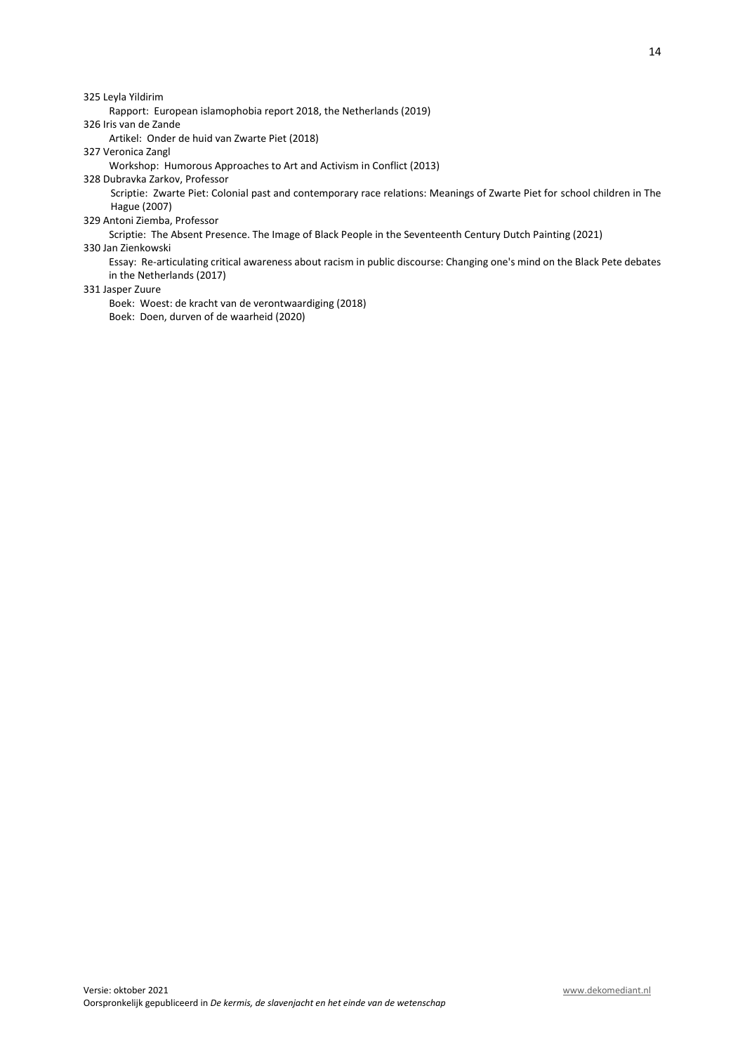325 Leyla Yildirim

Rapport: European islamophobia report 2018, the Netherlands (2019)

326 Iris van de Zande

Artikel: Onder de huid van Zwarte Piet (2018)

327 Veronica Zangl

Workshop: Humorous Approaches to Art and Activism in Conflict (2013)

328 Dubravka Zarkov, Professor

Scriptie: Zwarte Piet: Colonial past and contemporary race relations: Meanings of Zwarte Piet for school children in The Hague (2007)

329 Antoni Ziemba, Professor

Scriptie: The Absent Presence. The Image of Black People in the Seventeenth Century Dutch Painting (2021)

330 Jan Zienkowski

Essay: Re-articulating critical awareness about racism in public discourse: Changing one's mind on the Black Pete debates in the Netherlands (2017)

331 Jasper Zuure

Boek: Woest: de kracht van de verontwaardiging (2018)

Boek: Doen, durven of de waarheid (2020)